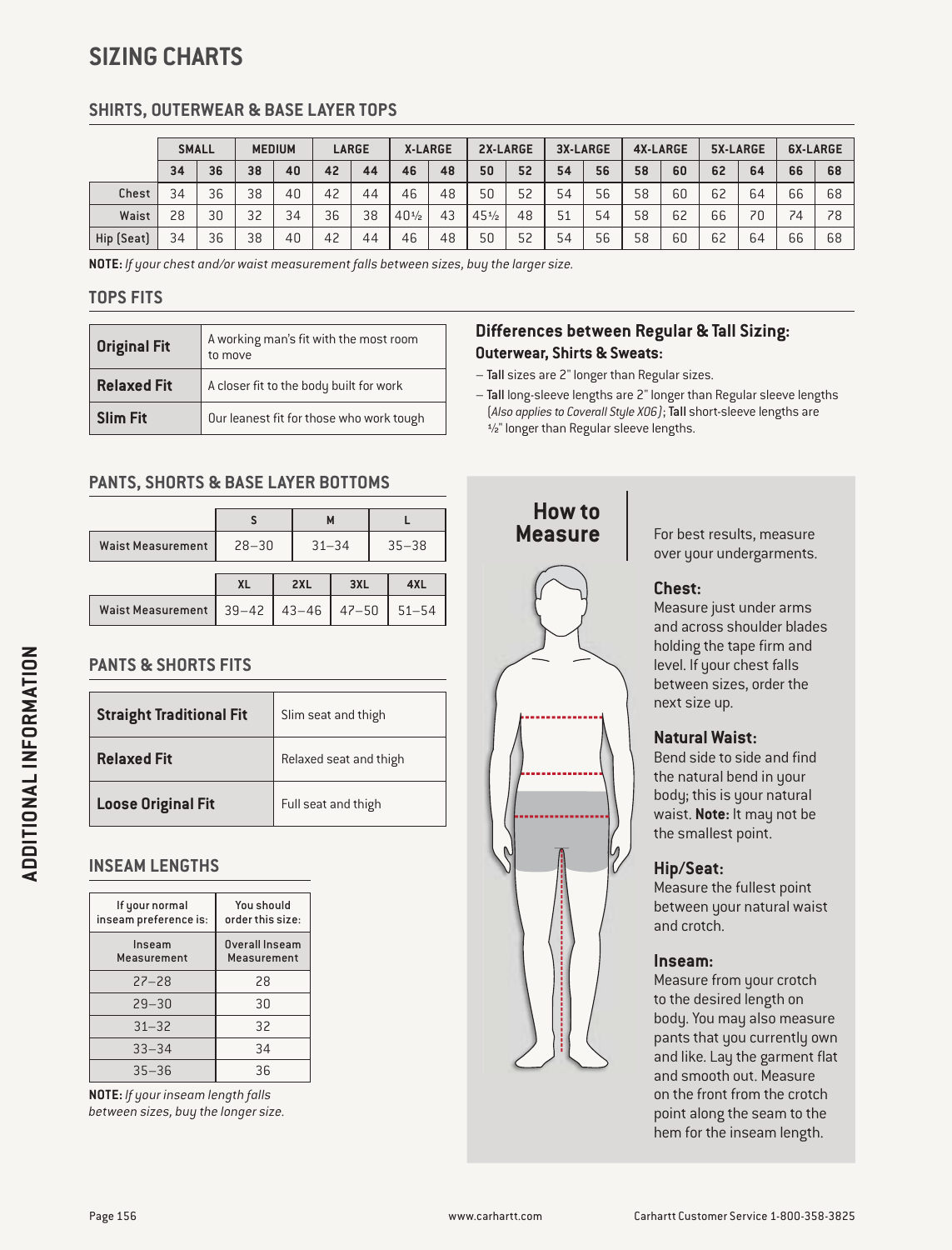# SIZING CHARTS

## SHIRTS, OUTERWEAR & BASE LAYER TOPS

| | SMALL | | MEDIUM | | LARGE | | X-LARGE | | 2X-LARGE | | 3X-LARGE | | 4X-LARGE | | 5X-LARGE | | 6X-LARGE | |
|---|---|---|---|---|---|---|---|---|---|---|---|---|---|---|---|---|---|---|
| | 34 | 36 | 38 | 40 | 42 | 44 | 46 | 48 | 50 | 52 | 54 | 56 | 58 | 60 | 62 | 64 | 66 | 68 |
| Chest | 34 | 36 | 38 | 40 | 42 | 44 | 46 | 48 | 50 | 52 | 54 | 56 | 58 | 60 | 62 | 64 | 66 | 68 |
| Waist | 28 | 30 | 32 | 34 | 36 | 38 | 40½ | 43 | 45½ | 48 | 51 | 54 | 58 | 62 | 66 | 70 | 74 | 78 |
| Hip (Seat) | 34 | 36 | 38 | 40 | 42 | 44 | 46 | 48 | 50 | 52 | 54 | 56 | 58 | 60 | 62 | 64 | 66 | 68 |

**NOTE:** *If your chest and/or waist measurement falls between sizes, buy the larger size.*

## TOPS FITS

| | |
|---|---|
| **Original Fit** | A working man's fit with the most room to move |
| **Relaxed Fit** | A closer fit to the body built for work |
| **Slim Fit** | Our leanest fit for those who work tough |

### Differences between Regular & Tall Sizing:

**Outerwear, Shirts & Sweats:**

- **Tall** sizes are 2" longer than Regular sizes.
- **Tall** long-sleeve lengths are 2" longer than Regular sleeve lengths (*Also applies to Coverall Style X06*); **Tall** short-sleeve lengths are ½" longer than Regular sleeve lengths.

## PANTS, SHORTS & BASE LAYER BOTTOMS

| | S | M | L |
|---|---|---|---|
| Waist Measurement | 28–30 | 31–34 | 35–38 |

| | XL | 2XL | 3XL | 4XL |
|---|---|---|---|---|
| Waist Measurement | 39–42 | 43–46 | 47–50 | 51–54 |

## PANTS & SHORTS FITS

| | |
|---|---|
| **Straight Traditional Fit** | Slim seat and thigh |
| **Relaxed Fit** | Relaxed seat and thigh |
| **Loose Original Fit** | Full seat and thigh |

## INSEAM LENGTHS

| If your normal inseam preference is: | You should order this size: |
|---|---|
| Inseam Measurement | Overall Inseam Measurement |
| 27–28 | 28 |
| 29–30 | 30 |
| 31–32 | 32 |
| 33–34 | 34 |
| 35–36 | 36 |

**NOTE:** *If your inseam length falls between sizes, buy the longer size.*

## How to Measure

For best results, measure over your undergarments.

**Chest:**
Measure just under arms and across shoulder blades holding the tape firm and level. If your chest falls between sizes, order the next size up.

**Natural Waist:**
Bend side to side and find the natural bend in your body; this is your natural waist. **Note:** It may not be the smallest point.

**Hip/Seat:**
Measure the fullest point between your natural waist and crotch.

**Inseam:**
Measure from your crotch to the desired length on body. You may also measure pants that you currently own and like. Lay the garment flat and smooth out. Measure on the front from the crotch point along the seam to the hem for the inseam length.

ADDITIONAL INFORMATION

www.carhartt.com

Carhartt Customer Service 1-800-358-3825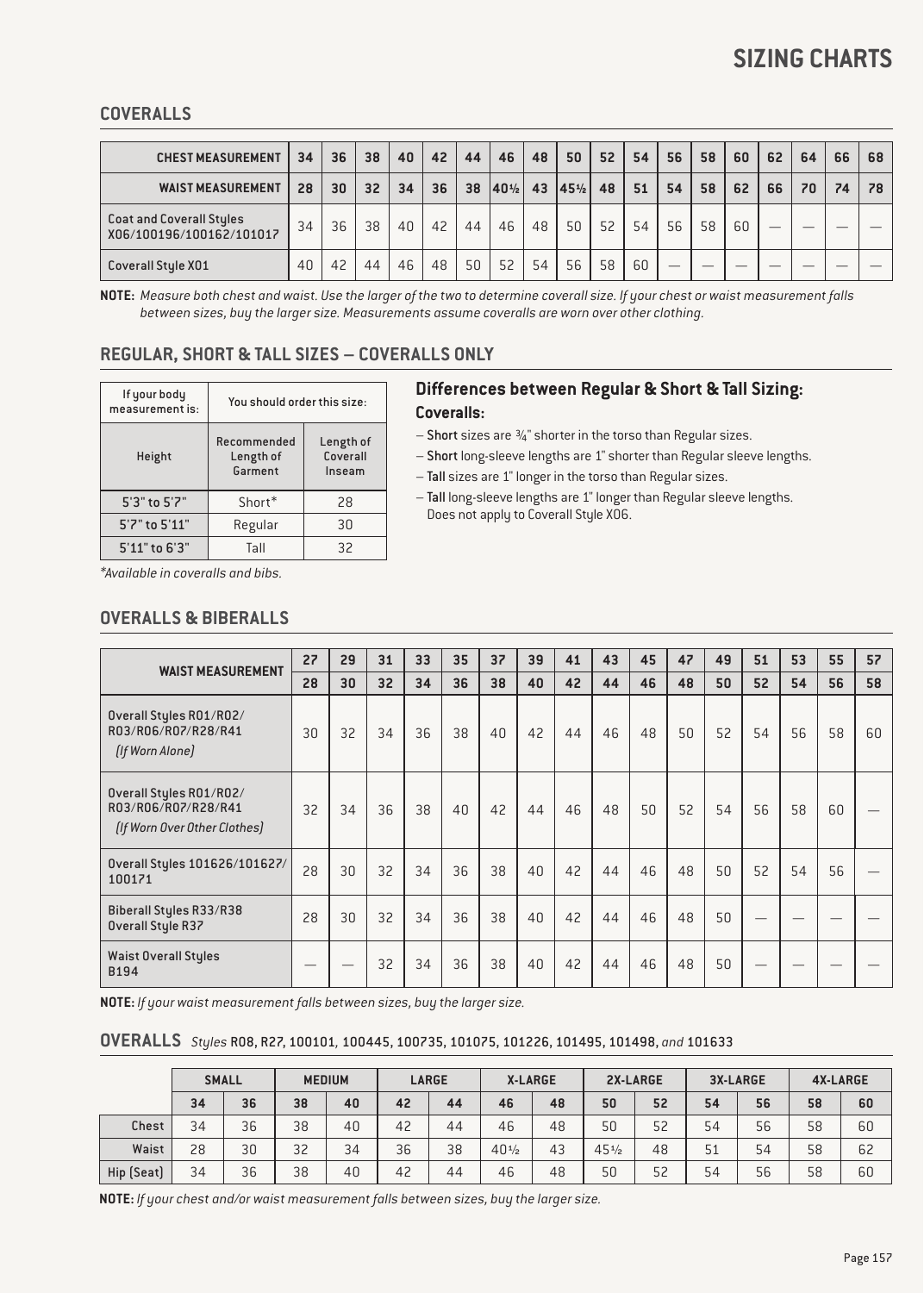# SIZING CHARTS

## COVERALLS

| CHEST MEASUREMENT | 34 | 36 | 38 | 40 | 42 | 44 | 46 | 48 | 50 | 52 | 54 | 56 | 58 | 60 | 62 | 64 | 66 | 68 |
|---|---|---|---|---|---|---|---|---|---|---|---|---|---|---|---|---|---|---|
| WAIST MEASUREMENT | 28 | 30 | 32 | 34 | 36 | 38 | 40½ | 43 | 45½ | 48 | 51 | 54 | 58 | 62 | 66 | 70 | 74 | 78 |
| Coat and Coverall Styles X06/100196/100162/101017 | 34 | 36 | 38 | 40 | 42 | 44 | 46 | 48 | 50 | 52 | 54 | 56 | 58 | 60 | — | — | — | — |
| Coverall Style X01 | 40 | 42 | 44 | 46 | 48 | 50 | 52 | 54 | 56 | 58 | 60 | — | — | — | — | — | — | — |

**NOTE:** *Measure both chest and waist. Use the larger of the two to determine coverall size. If your chest or waist measurement falls between sizes, buy the larger size. Measurements assume coveralls are worn over other clothing.*

## REGULAR, SHORT & TALL SIZES – COVERALLS ONLY

| If your body measurement is: | You should order this size: | |
|---|---|---|
| Height | Recommended Length of Garment | Length of Coverall Inseam |
| 5'3" to 5'7" | Short* | 28 |
| 5'7" to 5'11" | Regular | 30 |
| 5'11" to 6'3" | Tall | 32 |

*\*Available in coveralls and bibs.*

### Differences between Regular & Short & Tall Sizing:

**Coveralls:**

- **Short** sizes are ¾" shorter in the torso than Regular sizes.
- **Short** long-sleeve lengths are 1" shorter than Regular sleeve lengths.
- **Tall** sizes are 1" longer in the torso than Regular sizes.
- **Tall** long-sleeve lengths are 1" longer than Regular sleeve lengths. Does not apply to Coverall Style X06.

## OVERALLS & BIBERALLS

| WAIST MEASUREMENT | 27 | 29 | 31 | 33 | 35 | 37 | 39 | 41 | 43 | 45 | 47 | 49 | 51 | 53 | 55 | 57 |
|---|---|---|---|---|---|---|---|---|---|---|---|---|---|---|---|---|
| | 28 | 30 | 32 | 34 | 36 | 38 | 40 | 42 | 44 | 46 | 48 | 50 | 52 | 54 | 56 | 58 |
| Overall Styles R01/R02/R03/R06/R07/R28/R41 *(If Worn Alone)* | 30 | 32 | 34 | 36 | 38 | 40 | 42 | 44 | 46 | 48 | 50 | 52 | 54 | 56 | 58 | 60 |
| Overall Styles R01/R02/R03/R06/R07/R28/R41 *(If Worn Over Other Clothes)* | 32 | 34 | 36 | 38 | 40 | 42 | 44 | 46 | 48 | 50 | 52 | 54 | 56 | 58 | 60 | — |
| Overall Styles 101626/101627/100171 | 28 | 30 | 32 | 34 | 36 | 38 | 40 | 42 | 44 | 46 | 48 | 50 | 52 | 54 | 56 | — |
| Biberall Styles R33/R38 Overall Style R37 | 28 | 30 | 32 | 34 | 36 | 38 | 40 | 42 | 44 | 46 | 48 | 50 | — | — | — | — |
| Waist Overall Styles B194 | — | — | 32 | 34 | 36 | 38 | 40 | 42 | 44 | 46 | 48 | 50 | — | — | — | — |

**NOTE:** *If your waist measurement falls between sizes, buy the larger size.*

## OVERALLS *Styles* R08, R27, 100101, 100445, 100735, 101075, 101226, 101495, 101498, *and* 101633

| | SMALL | | MEDIUM | | LARGE | | X-LARGE | | 2X-LARGE | | 3X-LARGE | | 4X-LARGE | |
|---|---|---|---|---|---|---|---|---|---|---|---|---|---|---|
| | 34 | 36 | 38 | 40 | 42 | 44 | 46 | 48 | 50 | 52 | 54 | 56 | 58 | 60 |
| Chest | 34 | 36 | 38 | 40 | 42 | 44 | 46 | 48 | 50 | 52 | 54 | 56 | 58 | 60 |
| Waist | 28 | 30 | 32 | 34 | 36 | 38 | 40½ | 43 | 45½ | 48 | 51 | 54 | 58 | 62 |
| Hip (Seat) | 34 | 36 | 38 | 40 | 42 | 44 | 46 | 48 | 50 | 52 | 54 | 56 | 58 | 60 |

**NOTE:** *If your chest and/or waist measurement falls between sizes, buy the larger size.*